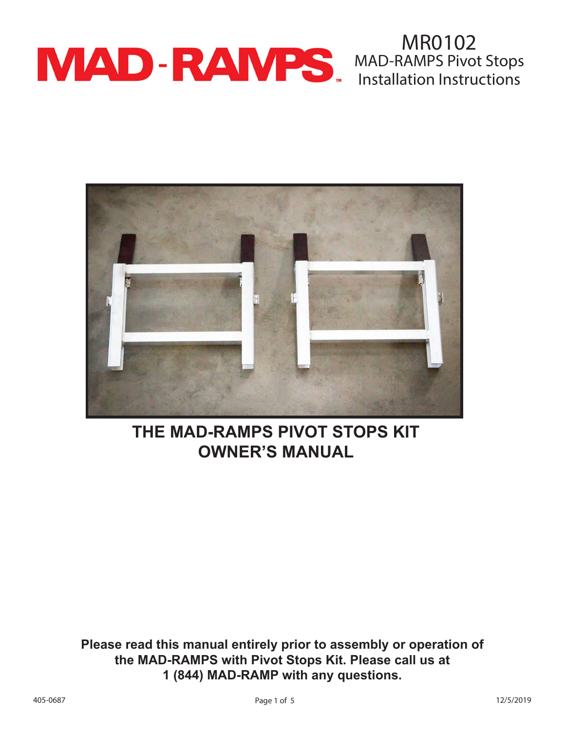# MAD-RAMPS

MR0102
MAD-RAMPS Pivot Stops
Installation Instructions

## THE MAD-RAMPS PIVOT STOPS KIT OWNER'S MANUAL

**Please read this manual entirely prior to assembly or operation of the MAD-RAMPS with Pivot Stops Kit. Please call us at 1 (844) MAD-RAMP with any questions.**

405-0687 12/5/2019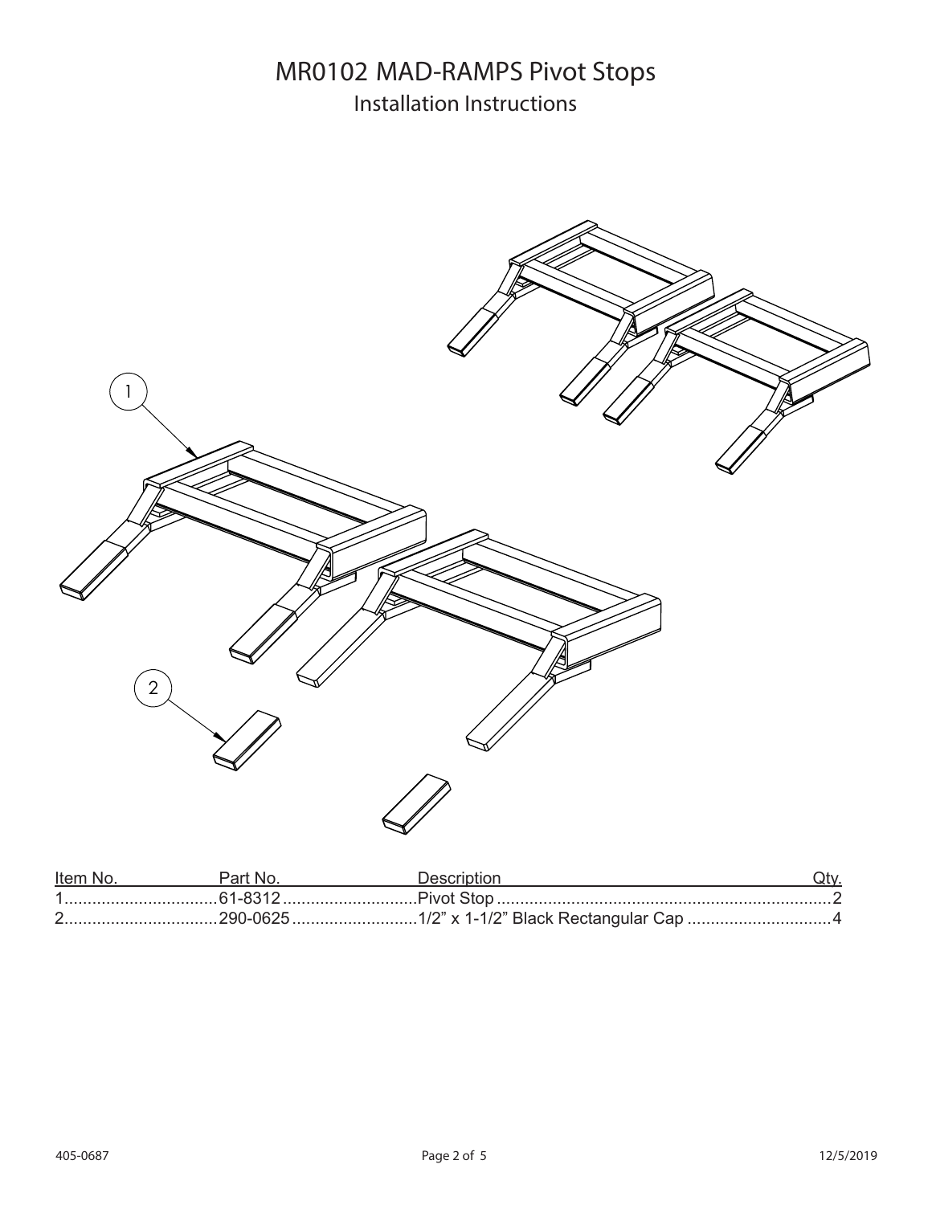# MR0102 MAD-RAMPS Pivot Stops

## Installation Instructions

| Item No. | Part No. | Description | Qty. |
| --- | --- | --- | --- |
| 1 | 61-8312 | Pivot Stop | 2 |
| 2 | 290-0625 | 1/2" x 1-1/2" Black Rectangular Cap | 4 |

405-0687

12/5/2019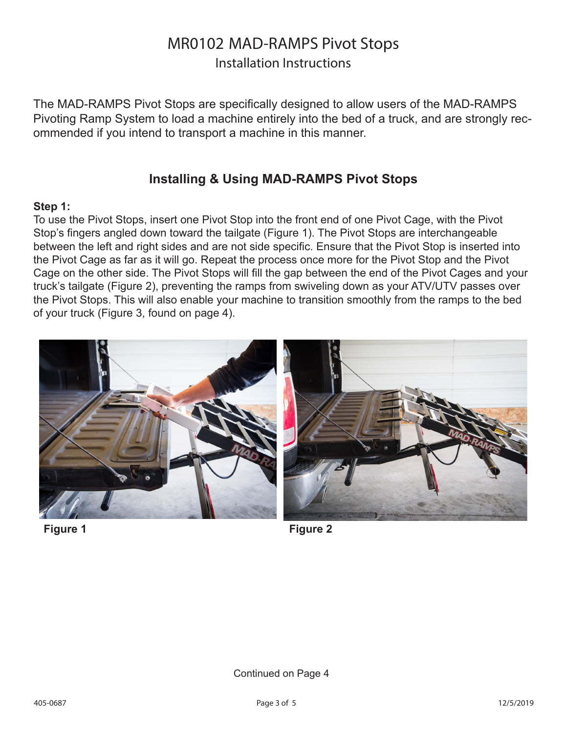# MR0102 MAD-RAMPS Pivot Stops

Installation Instructions

The MAD-RAMPS Pivot Stops are specifically designed to allow users of the MAD-RAMPS Pivoting Ramp System to load a machine entirely into the bed of a truck, and are strongly recommended if you intend to transport a machine in this manner.

## Installing & Using MAD-RAMPS Pivot Stops

**Step 1:**

To use the Pivot Stops, insert one Pivot Stop into the front end of one Pivot Cage, with the Pivot Stop's fingers angled down toward the tailgate (Figure 1). The Pivot Stops are interchangeable between the left and right sides and are not side specific. Ensure that the Pivot Stop is inserted into the Pivot Cage as far as it will go. Repeat the process once more for the Pivot Stop and the Pivot Cage on the other side. The Pivot Stops will fill the gap between the end of the Pivot Cages and your truck's tailgate (Figure 2), preventing the ramps from swiveling down as your ATV/UTV passes over the Pivot Stops. This will also enable your machine to transition smoothly from the ramps to the bed of your truck (Figure 3, found on page 4).

**Figure 1**

**Figure 2**

Continued on Page 4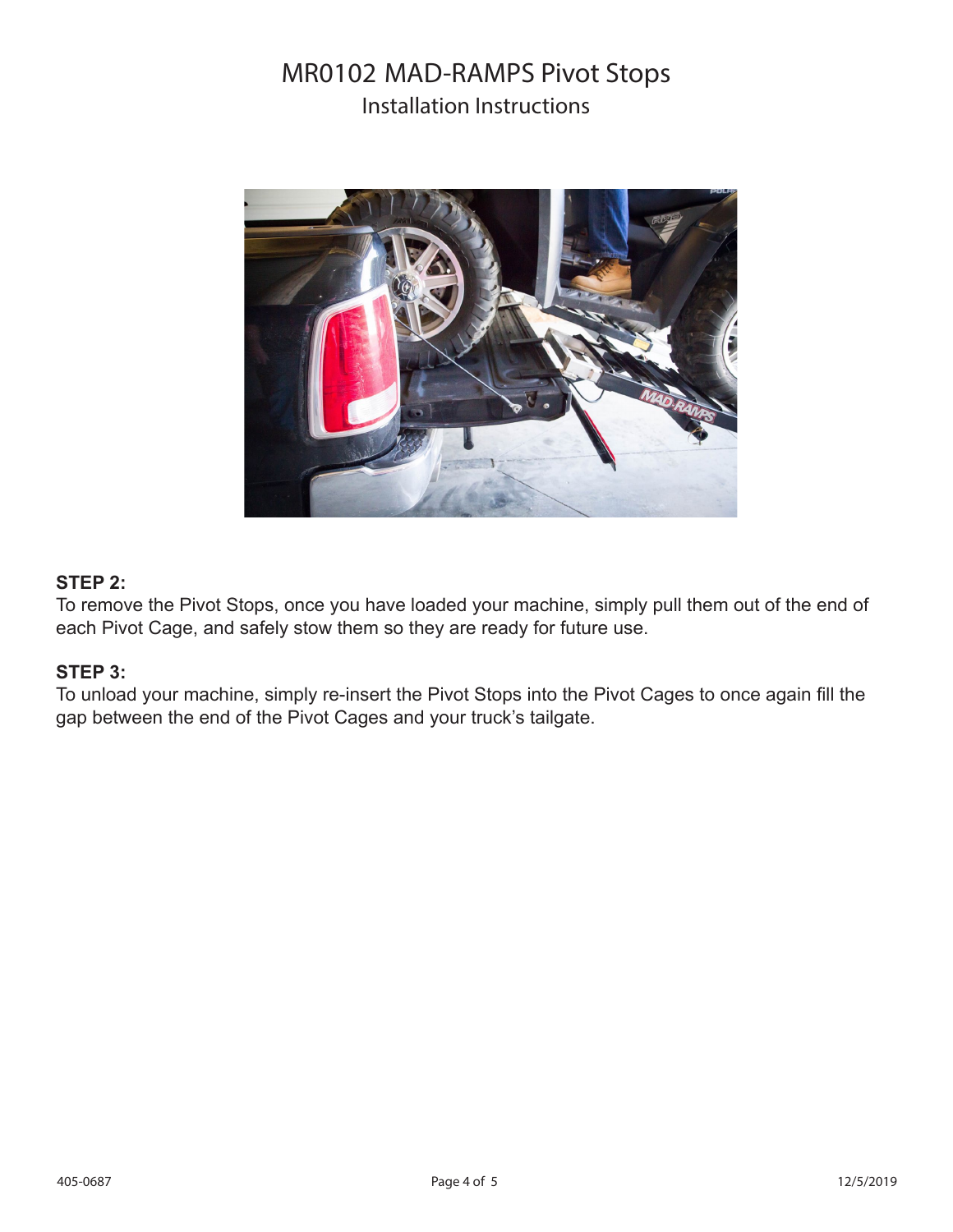# MR0102 MAD-RAMPS Pivot Stops

## Installation Instructions

**STEP 2:**
To remove the Pivot Stops, once you have loaded your machine, simply pull them out of the end of each Pivot Cage, and safely stow them so they are ready for future use.

**STEP 3:**
To unload your machine, simply re-insert the Pivot Stops into the Pivot Cages to once again fill the gap between the end of the Pivot Cages and your truck's tailgate.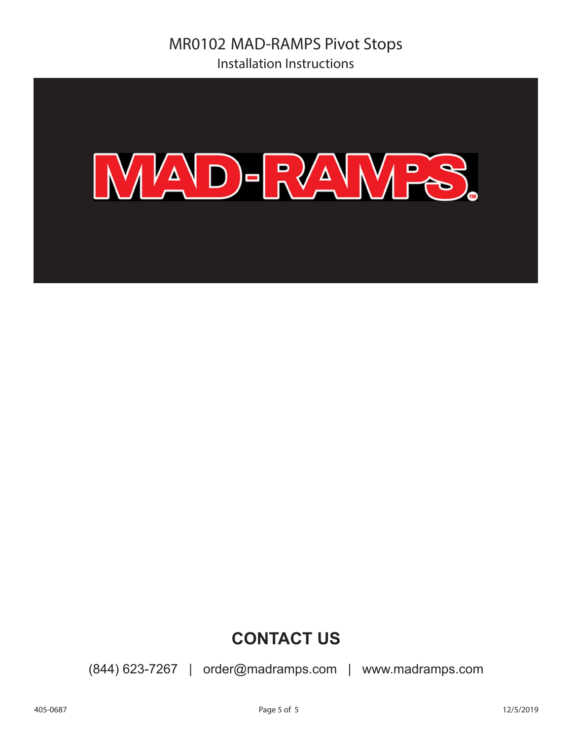## CONTACT US

(844) 623-7267 | order@madramps.com | www.madramps.com